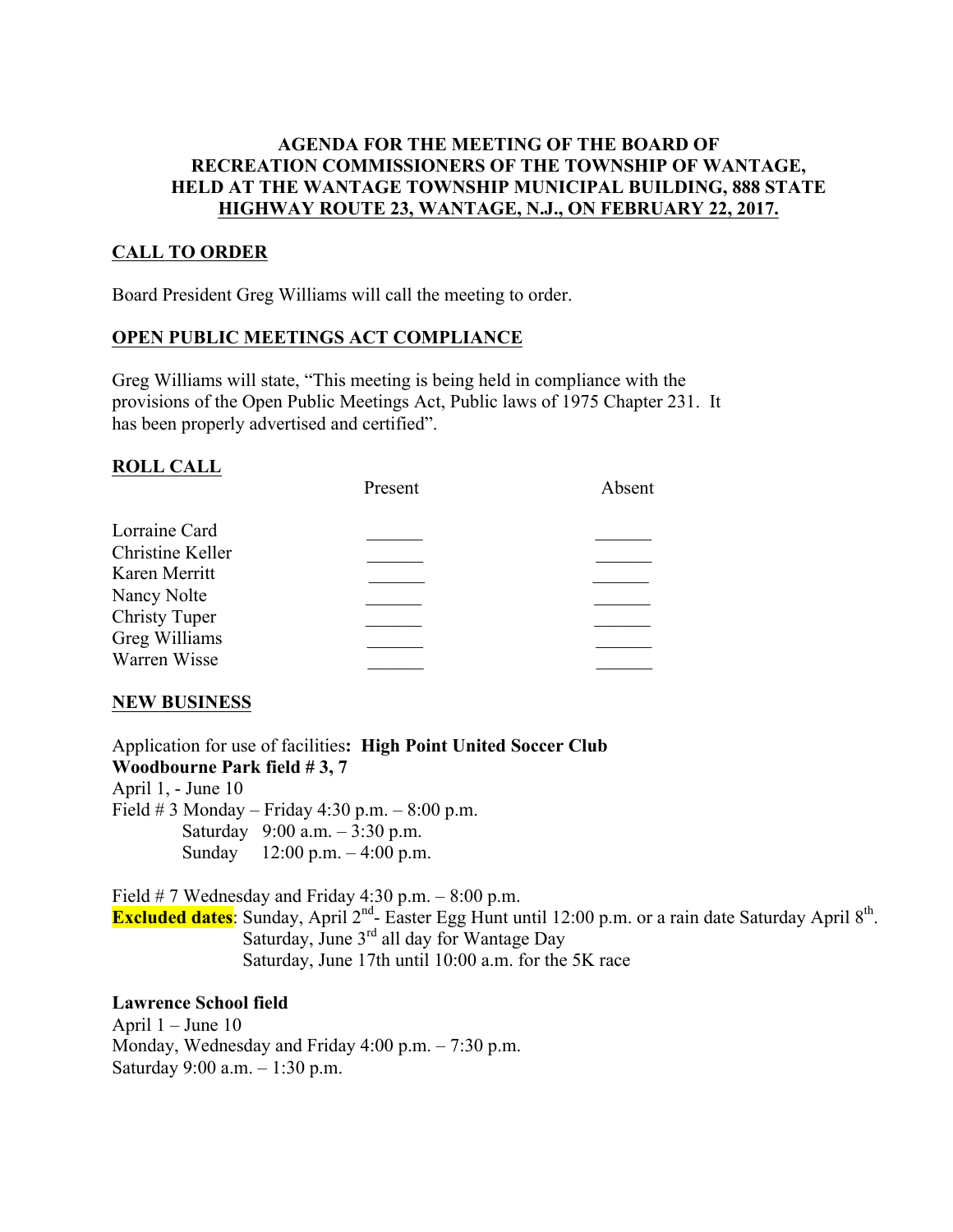# AGENDA FOR THE MEETING OF THE BOARD OF RECREATION COMMISSIONERS OF THE TOWNSHIP OF WANTAGE, HELD AT THE WANTAGE TOWNSHIP MUNICIPAL BUILDING, 888 STATE HIGHWAY ROUTE 23, WANTAGE, N.J., ON FEBRUARY 22, 2017.

## CALL TO ORDER

Board President Greg Williams will call the meeting to order.

## OPEN PUBLIC MEETINGS ACT COMPLIANCE

Greg Williams will state, "This meeting is being held in compliance with the provisions of the Open Public Meetings Act, Public laws of 1975 Chapter 231. It has been properly advertised and certified".

## ROLL CALL

| | Present | Absent |
|---|---|---|
| Lorraine Card | ______ | ______ |
| Christine Keller | ______ | ______ |
| Karen Merritt | ______ | ______ |
| Nancy Nolte | ______ | ______ |
| Christy Tuper | ______ | ______ |
| Greg Williams | ______ | ______ |
| Warren Wisse | ______ | ______ |

## NEW BUSINESS

Application for use of facilities**: High Point United Soccer Club**
**Woodbourne Park field # 3, 7**
April 1, - June 10
Field # 3 Monday – Friday 4:30 p.m. – 8:00 p.m.
Saturday 9:00 a.m. – 3:30 p.m.
Sunday 12:00 p.m. – 4:00 p.m.

Field # 7 Wednesday and Friday 4:30 p.m. – 8:00 p.m.
**Excluded dates**: Sunday, April 2nd- Easter Egg Hunt until 12:00 p.m. or a rain date Saturday April 8th.
Saturday, June 3rd all day for Wantage Day
Saturday, June 17th until 10:00 a.m. for the 5K race

**Lawrence School field**
April 1 – June 10
Monday, Wednesday and Friday 4:00 p.m. – 7:30 p.m.
Saturday 9:00 a.m. – 1:30 p.m.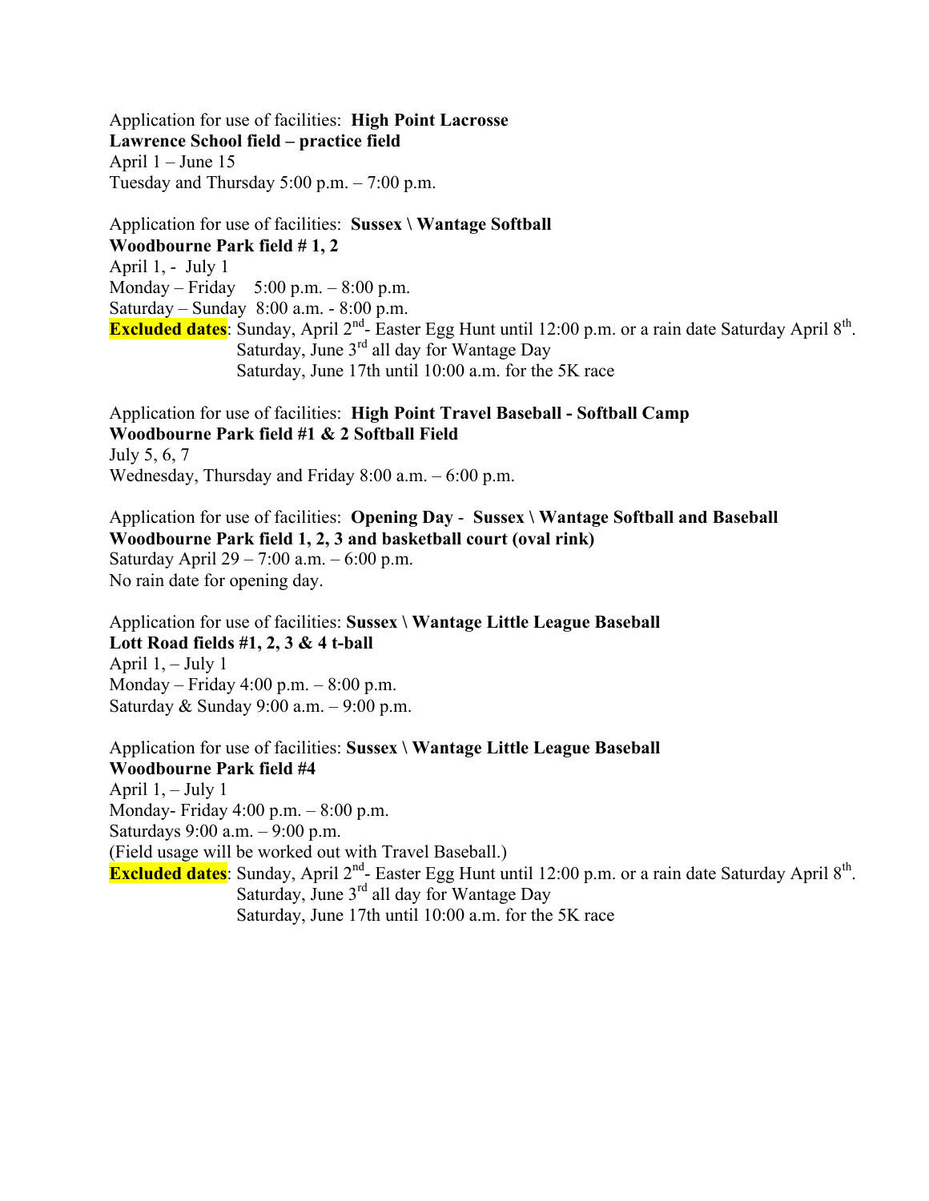Application for use of facilities: **High Point Lacrosse**
**Lawrence School field – practice field**
April 1 – June 15
Tuesday and Thursday 5:00 p.m. – 7:00 p.m.

Application for use of facilities: **Sussex \ Wantage Softball**
**Woodbourne Park field # 1, 2**
April 1, - July 1
Monday – Friday 5:00 p.m. – 8:00 p.m.
Saturday – Sunday 8:00 a.m. - 8:00 p.m.
**Excluded dates**: Sunday, April 2nd- Easter Egg Hunt until 12:00 p.m. or a rain date Saturday April 8th.
Saturday, June 3rd all day for Wantage Day
Saturday, June 17th until 10:00 a.m. for the 5K race

Application for use of facilities: **High Point Travel Baseball - Softball Camp**
**Woodbourne Park field #1 & 2 Softball Field**
July 5, 6, 7
Wednesday, Thursday and Friday 8:00 a.m. – 6:00 p.m.

Application for use of facilities: **Opening Day - Sussex \ Wantage Softball and Baseball**
**Woodbourne Park field 1, 2, 3 and basketball court (oval rink)**
Saturday April 29 – 7:00 a.m. – 6:00 p.m.
No rain date for opening day.

Application for use of facilities: **Sussex \ Wantage Little League Baseball**
**Lott Road fields #1, 2, 3 & 4 t-ball**
April 1, – July 1
Monday – Friday 4:00 p.m. – 8:00 p.m.
Saturday & Sunday 9:00 a.m. – 9:00 p.m.

Application for use of facilities: **Sussex \ Wantage Little League Baseball**
**Woodbourne Park field #4**
April 1, – July 1
Monday- Friday 4:00 p.m. – 8:00 p.m.
Saturdays 9:00 a.m. – 9:00 p.m.
(Field usage will be worked out with Travel Baseball.)
**Excluded dates**: Sunday, April 2nd- Easter Egg Hunt until 12:00 p.m. or a rain date Saturday April 8th.
Saturday, June 3rd all day for Wantage Day
Saturday, June 17th until 10:00 a.m. for the 5K race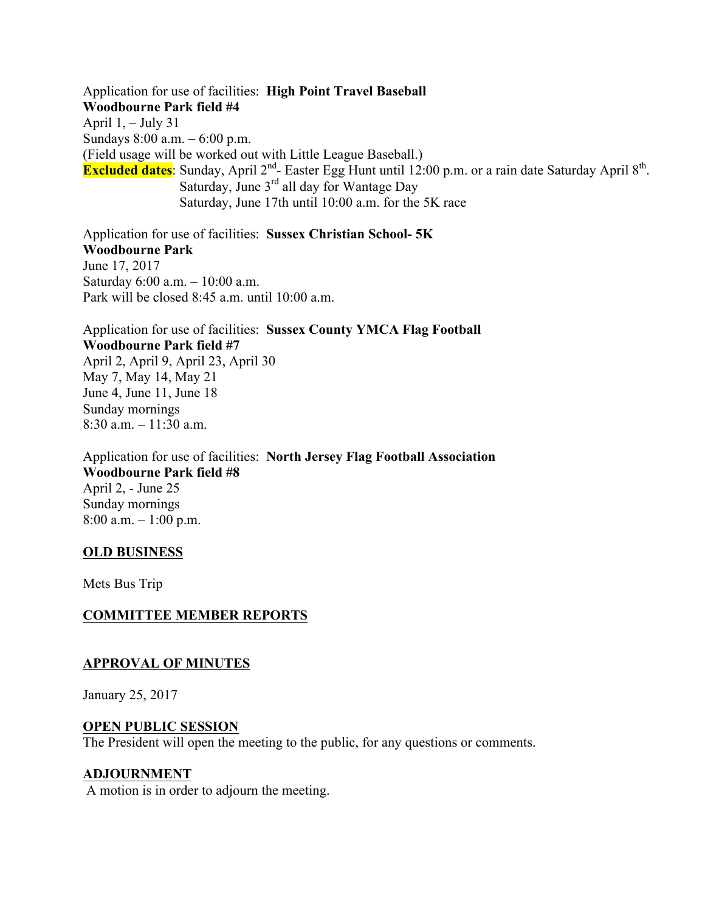Application for use of facilities: **High Point Travel Baseball**
**Woodbourne Park field #4**
April 1, – July 31
Sundays 8:00 a.m. – 6:00 p.m.
(Field usage will be worked out with Little League Baseball.)
**Excluded dates**: Sunday, April 2nd- Easter Egg Hunt until 12:00 p.m. or a rain date Saturday April 8th.
Saturday, June 3rd all day for Wantage Day
Saturday, June 17th until 10:00 a.m. for the 5K race

Application for use of facilities: **Sussex Christian School- 5K**
**Woodbourne Park**
June 17, 2017
Saturday 6:00 a.m. – 10:00 a.m.
Park will be closed 8:45 a.m. until 10:00 a.m.

Application for use of facilities: **Sussex County YMCA Flag Football**
**Woodbourne Park field #7**
April 2, April 9, April 23, April 30
May 7, May 14, May 21
June 4, June 11, June 18
Sunday mornings
8:30 a.m. – 11:30 a.m.

Application for use of facilities: **North Jersey Flag Football Association**
**Woodbourne Park field #8**
April 2, - June 25
Sunday mornings
8:00 a.m. – 1:00 p.m.

## OLD BUSINESS

Mets Bus Trip

## COMMITTEE MEMBER REPORTS

## APPROVAL OF MINUTES

January 25, 2017

## OPEN PUBLIC SESSION

The President will open the meeting to the public, for any questions or comments.

## ADJOURNMENT

A motion is in order to adjourn the meeting.